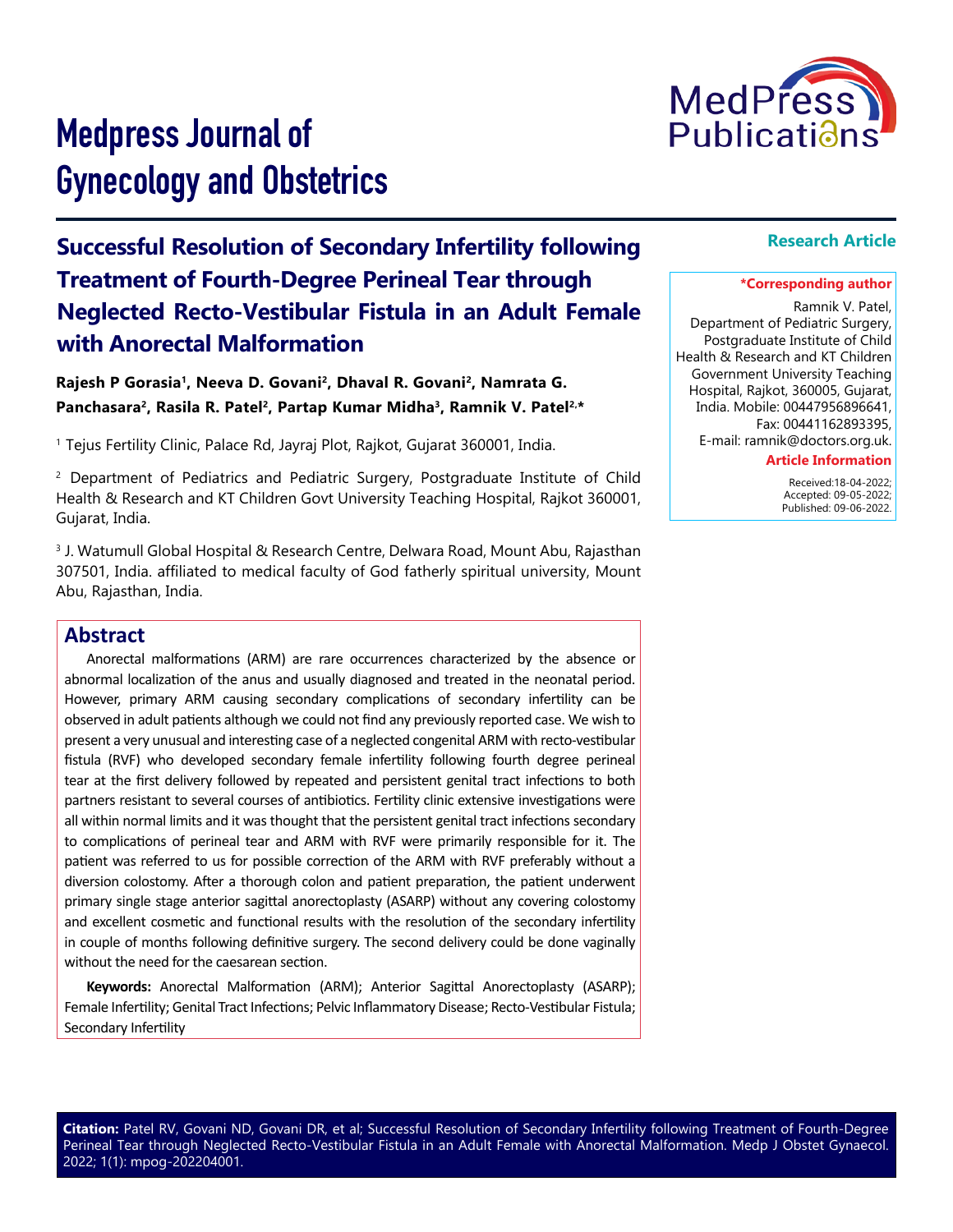# Medpress Journal of Gynecology and Obstetrics

**Research Article**

## Successful Resolution of Secondary Infertility following Treatment of Fourth-Degree Perineal Tear through Neglected Recto-Vestibular Fistula in an Adult Female with Anorectal Malformation

**Rajesh P Gorasia[1], Neeva D. Govani[2], Dhaval R. Govani[2], Namrata G. Panchasara[2], Rasila R. Patel[2], Partap Kumar Midha[3], Ramnik V. Patel[2,*]**

[1] Tejus Fertility Clinic, Palace Rd, Jayraj Plot, Rajkot, Gujarat 360001, India.

[2] Department of Pediatrics and Pediatric Surgery, Postgraduate Institute of Child Health & Research and KT Children Govt University Teaching Hospital, Rajkot 360001, Gujarat, India.

[3] J. Watumull Global Hospital & Research Centre, Delwara Road, Mount Abu, Rajasthan 307501, India. affiliated to medical faculty of God fatherly spiritual university, Mount Abu, Rajasthan, India.

**\*Corresponding author**

Ramnik V. Patel, Department of Pediatric Surgery, Postgraduate Institute of Child Health & Research and KT Children Government University Teaching Hospital, Rajkot, 360005, Gujarat, India. Mobile: 00447956896641, Fax: 00441162893395, E-mail: ramnik@doctors.org.uk.

**Article Information**

Received:18-04-2022;
Accepted: 09-05-2022;
Published: 09-06-2022.

## Abstract

Anorectal malformations (ARM) are rare occurrences characterized by the absence or abnormal localization of the anus and usually diagnosed and treated in the neonatal period. However, primary ARM causing secondary complications of secondary infertility can be observed in adult patients although we could not find any previously reported case. We wish to present a very unusual and interesting case of a neglected congenital ARM with recto-vestibular fistula (RVF) who developed secondary female infertility following fourth degree perineal tear at the first delivery followed by repeated and persistent genital tract infections to both partners resistant to several courses of antibiotics. Fertility clinic extensive investigations were all within normal limits and it was thought that the persistent genital tract infections secondary to complications of perineal tear and ARM with RVF were primarily responsible for it. The patient was referred to us for possible correction of the ARM with RVF preferably without a diversion colostomy. After a thorough colon and patient preparation, the patient underwent primary single stage anterior sagittal anorectoplasty (ASARP) without any covering colostomy and excellent cosmetic and functional results with the resolution of the secondary infertility in couple of months following definitive surgery. The second delivery could be done vaginally without the need for the caesarean section.

**Keywords:** Anorectal Malformation (ARM); Anterior Sagittal Anorectoplasty (ASARP); Female Infertility; Genital Tract Infections; Pelvic Inflammatory Disease; Recto-Vestibular Fistula; Secondary Infertility

**Citation:** Patel RV, Govani ND, Govani DR, et al; Successful Resolution of Secondary Infertility following Treatment of Fourth-Degree Perineal Tear through Neglected Recto-Vestibular Fistula in an Adult Female with Anorectal Malformation. Medp J Obstet Gynaecol. 2022; 1(1): mpog-202204001.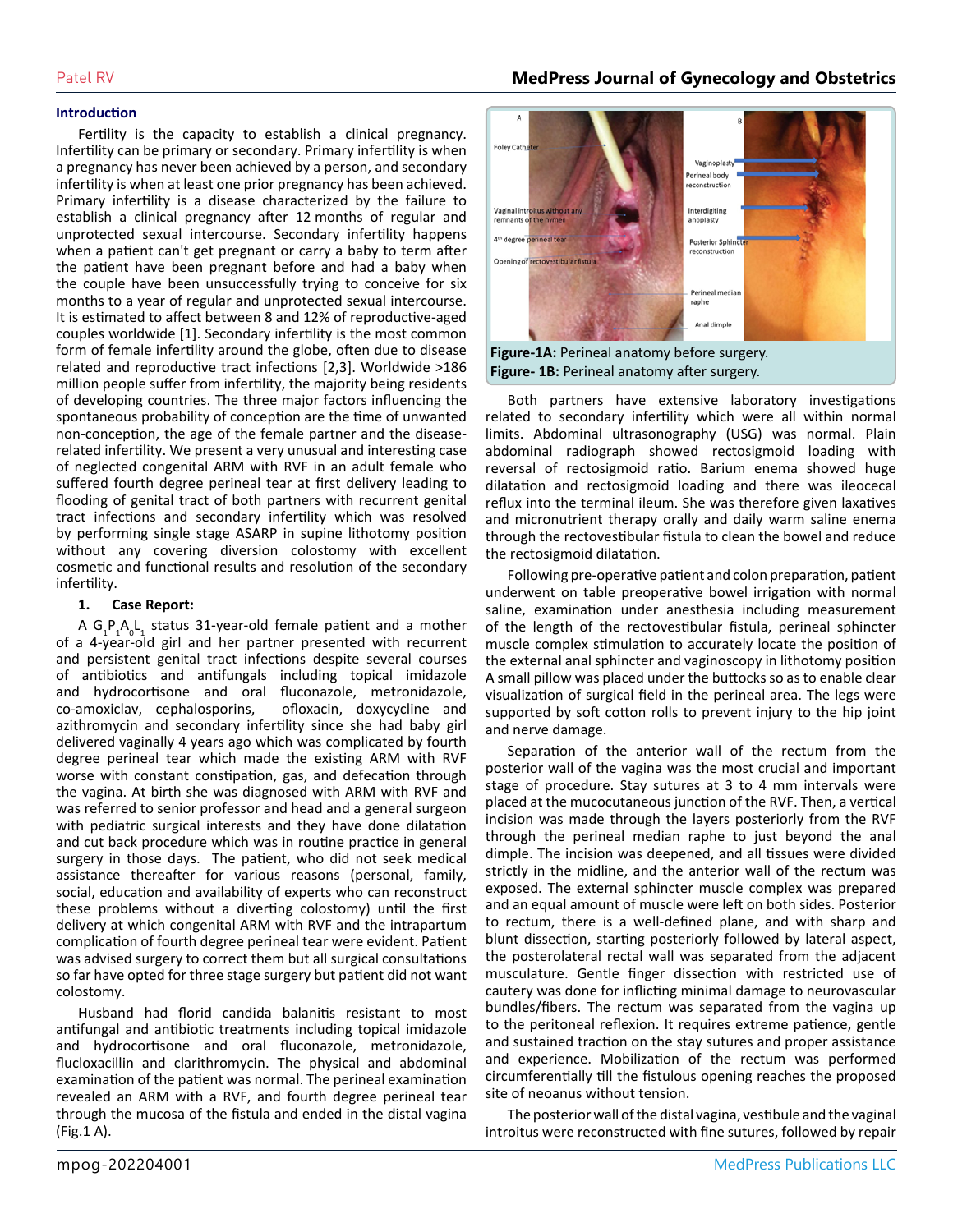## Introduction

Fertility is the capacity to establish a clinical pregnancy. Infertility can be primary or secondary. Primary infertility is when a pregnancy has never been achieved by a person, and secondary infertility is when at least one prior pregnancy has been achieved. Primary infertility is a disease characterized by the failure to establish a clinical pregnancy after 12 months of regular and unprotected sexual intercourse. Secondary infertility happens when a patient can't get pregnant or carry a baby to term after the patient have been pregnant before and had a baby when the couple have been unsuccessfully trying to conceive for six months to a year of regular and unprotected sexual intercourse. It is estimated to affect between 8 and 12% of reproductive-aged couples worldwide [1]. Secondary infertility is the most common form of female infertility around the globe, often due to disease related and reproductive tract infections [2,3]. Worldwide >186 million people suffer from infertility, the majority being residents of developing countries. The three major factors influencing the spontaneous probability of conception are the time of unwanted non-conception, the age of the female partner and the disease-related infertility. We present a very unusual and interesting case of neglected congenital ARM with RVF in an adult female who suffered fourth degree perineal tear at first delivery leading to flooding of genital tract of both partners with recurrent genital tract infections and secondary infertility which was resolved by performing single stage ASARP in supine lithotomy position without any covering diversion colostomy with excellent cosmetic and functional results and resolution of the secondary infertility.

## 1. Case Report:

A $G_1P_1A_0L_1$ status 31-year-old female patient and a mother of a 4-year-old girl and her partner presented with recurrent and persistent genital tract infections despite several courses of antibiotics and antifungals including topical imidazole and hydrocortisone and oral fluconazole, metronidazole, co-amoxiclav, cephalosporins, ofloxacin, doxycycline and azithromycin and secondary infertility since she had baby girl delivered vaginally 4 years ago which was complicated by fourth degree perineal tear which made the existing ARM with RVF worse with constant constipation, gas, and defecation through the vagina. At birth she was diagnosed with ARM with RVF and was referred to senior professor and head and a general surgeon with pediatric surgical interests and they have done dilatation and cut back procedure which was in routine practice in general surgery in those days. The patient, who did not seek medical assistance thereafter for various reasons (personal, family, social, education and availability of experts who can reconstruct these problems without a diverting colostomy) until the first delivery at which congenital ARM with RVF and the intrapartum complication of fourth degree perineal tear were evident. Patient was advised surgery to correct them but all surgical consultations so far have opted for three stage surgery but patient did not want colostomy.

Husband had florid candida balanitis resistant to most antifungal and antibiotic treatments including topical imidazole and hydrocortisone and oral fluconazole, metronidazole, flucloxacillin and clarithromycin. The physical and abdominal examination of the patient was normal. The perineal examination revealed an ARM with a RVF, and fourth degree perineal tear through the mucosa of the fistula and ended in the distal vagina (Fig.1 A).

**Figure-1A:** Perineal anatomy before surgery.
**Figure- 1B:** Perineal anatomy after surgery.

Both partners have extensive laboratory investigations related to secondary infertility which were all within normal limits. Abdominal ultrasonography (USG) was normal. Plain abdominal radiograph showed rectosigmoid loading with reversal of rectosigmoid ratio. Barium enema showed huge dilatation and rectosigmoid loading and there was ileocecal reflux into the terminal ileum. She was therefore given laxatives and micronutrient therapy orally and daily warm saline enema through the rectovestibular fistula to clean the bowel and reduce the rectosigmoid dilatation.

Following pre-operative patient and colon preparation, patient underwent on table preoperative bowel irrigation with normal saline, examination under anesthesia including measurement of the length of the rectovestibular fistula, perineal sphincter muscle complex stimulation to accurately locate the position of the external anal sphincter and vaginoscopy in lithotomy position A small pillow was placed under the buttocks so as to enable clear visualization of surgical field in the perineal area. The legs were supported by soft cotton rolls to prevent injury to the hip joint and nerve damage.

Separation of the anterior wall of the rectum from the posterior wall of the vagina was the most crucial and important stage of procedure. Stay sutures at 3 to 4 mm intervals were placed at the mucocutaneous junction of the RVF. Then, a vertical incision was made through the layers posteriorly from the RVF through the perineal median raphe to just beyond the anal dimple. The incision was deepened, and all tissues were divided strictly in the midline, and the anterior wall of the rectum was exposed. The external sphincter muscle complex was prepared and an equal amount of muscle were left on both sides. Posterior to rectum, there is a well-defined plane, and with sharp and blunt dissection, starting posteriorly followed by lateral aspect, the posterolateral rectal wall was separated from the adjacent musculature. Gentle finger dissection with restricted use of cautery was done for inflicting minimal damage to neurovascular bundles/fibers. The rectum was separated from the vagina up to the peritoneal reflexion. It requires extreme patience, gentle and sustained traction on the stay sutures and proper assistance and experience. Mobilization of the rectum was performed circumferentially till the fistulous opening reaches the proposed site of neoanus without tension.

The posterior wall of the distal vagina, vestibule and the vaginal introitus were reconstructed with fine sutures, followed by repair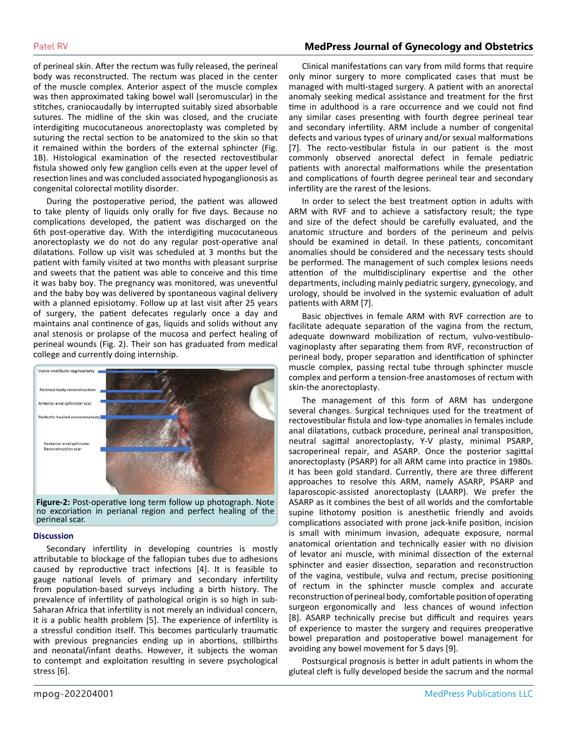of perineal skin. After the rectum was fully released, the perineal body was reconstructed. The rectum was placed in the center of the muscle complex. Anterior aspect of the muscle complex was then approximated taking bowel wall (seromuscular) in the stitches, craniocaudally by interrupted suitably sized absorbable sutures. The midline of the skin was closed, and the cruciate interdigiting mucocutaneous anorectoplasty was completed by suturing the rectal section to be anatomized to the skin so that it remained within the borders of the external sphincter (Fig. 1B). Histological examination of the resected rectovestibular fistula showed only few ganglion cells even at the upper level of resection lines and was concluded associated hypoganglionosis as congenital colorectal motility disorder.

During the postoperative period, the patient was allowed to take plenty of liquids only orally for five days. Because no complications developed, the patient was discharged on the 6th post-operative day. With the interdigiting mucocutaneous anorectoplasty we do not do any regular post-operative anal dilatations. Follow up visit was scheduled at 3 months but the patient with family visited at two months with pleasant surprise and sweets that the patient was able to conceive and this time it was baby boy. The pregnancy was monitored, was uneventful and the baby boy was delivered by spontaneous vaginal delivery with a planned episiotomy. Follow up at last visit after 25 years of surgery, the patient defecates regularly once a day and maintains anal continence of gas, liquids and solids without any anal stenosis or prolapse of the mucosa and perfect healing of perineal wounds (Fig. 2). Their son has graduated from medical college and currently doing internship.

Vulvo-vestibulo-vaginoplasty
Perineal body reconstruction
Anterior anal sphincter scar
Perfectly healed anorectoplasty
Posterior anal sphincter Reconstruction scar

**Figure-2:** Post-operative long term follow up photograph. Note no excoriation in perianal region and perfect healing of the perineal scar.

## Discussion

Secondary infertility in developing countries is mostly attributable to blockage of the fallopian tubes due to adhesions caused by reproductive tract infections [4]. It is feasible to gauge national levels of primary and secondary infertility from population-based surveys including a birth history. The prevalence of infertility of pathological origin is so high in sub-Saharan Africa that infertility is not merely an individual concern, it is a public health problem [5]. The experience of infertility is a stressful condition itself. This becomes particularly traumatic with previous pregnancies ending up in abortions, stillbirths and neonatal/infant deaths. However, it subjects the woman to contempt and exploitation resulting in severe psychological stress [6].

Clinical manifestations can vary from mild forms that require only minor surgery to more complicated cases that must be managed with multi-staged surgery. A patient with an anorectal anomaly seeking medical assistance and treatment for the first time in adulthood is a rare occurrence and we could not find any similar cases presenting with fourth degree perineal tear and secondary infertility. ARM include a number of congenital defects and various types of urinary and/or sexual malformations [7]. The recto-vestibular fistula in our patient is the most commonly observed anorectal defect in female pediatric patients with anorectal malformations while the presentation and complications of fourth degree perineal tear and secondary infertility are the rarest of the lesions.

In order to select the best treatment option in adults with ARM with RVF and to achieve a satisfactory result; the type and size of the defect should be carefully evaluated, and the anatomic structure and borders of the perineum and pelvis should be examined in detail. In these patients, concomitant anomalies should be considered and the necessary tests should be performed. The management of such complex lesions needs attention of the multidisciplinary expertise and the other departments, including mainly pediatric surgery, gynecology, and urology, should be involved in the systemic evaluation of adult patients with ARM [7].

Basic objectives in female ARM with RVF correction are to facilitate adequate separation of the vagina from the rectum, adequate downward mobilization of rectum, vulvo-vestibulo-vaginoplasty after separating them from RVF, reconstruction of perineal body, proper separation and identification of sphincter muscle complex, passing rectal tube through sphincter muscle complex and perform a tension-free anastomoses of rectum with skin-the anorectoplasty.

The management of this form of ARM has undergone several changes. Surgical techniques used for the treatment of rectovestibular fistula and low-type anomalies in females include anal dilatations, cutback procedure, perineal anal transposition, neutral sagittal anorectoplasty, Y-V plasty, minimal PSARP, sacroperineal repair, and ASARP. Once the posterior sagittal anorectoplasty (PSARP) for all ARM came into practice in 1980s. it has been gold standard. Currently, there are three different approaches to resolve this ARM, namely ASARP, PSARP and laparoscopic-assisted anorectoplasty (LAARP). We prefer the ASARP as it combines the best of all worlds and the comfortable supine lithotomy position is anesthetiic friendly and avoids complications associated with prone jack-knife position, incision is small with minimum invasion, adequate exposure, normal anatomical orientation and technically easier with no division of levator ani muscle, with minimal dissection of the external sphincter and easier dissection, separation and reconstruction of the vagina, vestibule, vulva and rectum, precise positioning of rectum in the sphincter muscle complex and accurate reconstruction of perineal body, comfortable position of operating surgeon ergonomically and less chances of wound infection [8]. ASARP technically precise but difficult and requires years of experience to master the surgery and requires preoperative bowel preparation and postoperative bowel management for avoiding any bowel movement for 5 days [9].

Postsurgical prognosis is better in adult patients in whom the gluteal cleft is fully developed beside the sacrum and the normal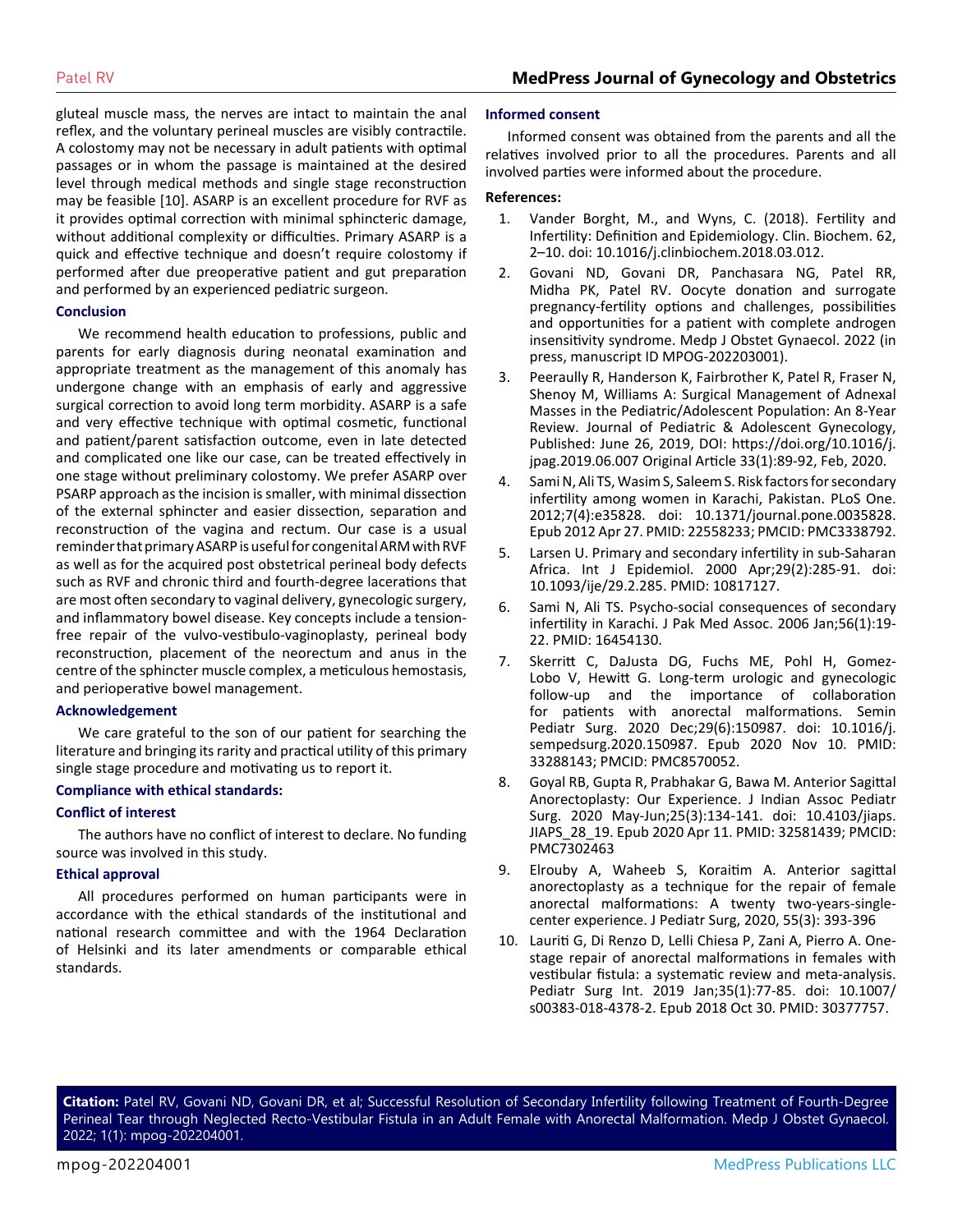gluteal muscle mass, the nerves are intact to maintain the anal reflex, and the voluntary perineal muscles are visibly contractile. A colostomy may not be necessary in adult patients with optimal passages or in whom the passage is maintained at the desired level through medical methods and single stage reconstruction may be feasible [10]. ASARP is an excellent procedure for RVF as it provides optimal correction with minimal sphincteric damage, without additional complexity or difficulties. Primary ASARP is a quick and effective technique and doesn't require colostomy if performed after due preoperative patient and gut preparation and performed by an experienced pediatric surgeon.

## Conclusion

We recommend health education to professions, public and parents for early diagnosis during neonatal examination and appropriate treatment as the management of this anomaly has undergone change with an emphasis of early and aggressive surgical correction to avoid long term morbidity. ASARP is a safe and very effective technique with optimal cosmetic, functional and patient/parent satisfaction outcome, even in late detected and complicated one like our case, can be treated effectively in one stage without preliminary colostomy. We prefer ASARP over PSARP approach as the incision is smaller, with minimal dissection of the external sphincter and easier dissection, separation and reconstruction of the vagina and rectum. Our case is a usual reminder that primary ASARP is useful for congenital ARM with RVF as well as for the acquired post obstetrical perineal body defects such as RVF and chronic third and fourth-degree lacerations that are most often secondary to vaginal delivery, gynecologic surgery, and inflammatory bowel disease. Key concepts include a tension-free repair of the vulvo-vestibulo-vaginoplasty, perineal body reconstruction, placement of the neorectum and anus in the centre of the sphincter muscle complex, a meticulous hemostasis, and perioperative bowel management.

## Acknowledgement

We care grateful to the son of our patient for searching the literature and bringing its rarity and practical utility of this primary single stage procedure and motivating us to report it.

## Compliance with ethical standards:

### Conflict of interest

The authors have no conflict of interest to declare. No funding source was involved in this study.

### Ethical approval

All procedures performed on human participants were in accordance with the ethical standards of the institutional and national research committee and with the 1964 Declaration of Helsinki and its later amendments or comparable ethical standards.

### Informed consent

Informed consent was obtained from the parents and all the relatives involved prior to all the procedures. Parents and all involved parties were informed about the procedure.

## References:

1. Vander Borght, M., and Wyns, C. (2018). Fertility and Infertility: Definition and Epidemiology. Clin. Biochem. 62, 2–10. doi: 10.1016/j.clinbiochem.2018.03.012.
2. Govani ND, Govani DR, Panchasara NG, Patel RR, Midha PK, Patel RV. Oocyte donation and surrogate pregnancy-fertility options and challenges, possibilities and opportunities for a patient with complete androgen insensitivity syndrome. Medp J Obstet Gynaecol. 2022 (in press, manuscript ID MPOG-202203001).
3. Peeraully R, Handerson K, Fairbrother K, Patel R, Fraser N, Shenoy M, Williams A: Surgical Management of Adnexal Masses in the Pediatric/Adolescent Population: An 8-Year Review. Journal of Pediatric & Adolescent Gynecology, Published: June 26, 2019, DOI: https://doi.org/10.1016/j.jpag.2019.06.007 Original Article 33(1):89-92, Feb, 2020.
4. Sami N, Ali TS, Wasim S, Saleem S. Risk factors for secondary infertility among women in Karachi, Pakistan. PLoS One. 2012;7(4):e35828. doi: 10.1371/journal.pone.0035828. Epub 2012 Apr 27. PMID: 22558233; PMCID: PMC3338792.
5. Larsen U. Primary and secondary infertility in sub-Saharan Africa. Int J Epidemiol. 2000 Apr;29(2):285-91. doi: 10.1093/ije/29.2.285. PMID: 10817127.
6. Sami N, Ali TS. Psycho-social consequences of secondary infertility in Karachi. J Pak Med Assoc. 2006 Jan;56(1):19-22. PMID: 16454130.
7. Skerritt C, DaJusta DG, Fuchs ME, Pohl H, Gomez-Lobo V, Hewitt G. Long-term urologic and gynecologic follow-up and the importance of collaboration for patients with anorectal malformations. Semin Pediatr Surg. 2020 Dec;29(6):150987. doi: 10.1016/j.sempedsurg.2020.150987. Epub 2020 Nov 10. PMID: 33288143; PMCID: PMC8570052.
8. Goyal RB, Gupta R, Prabhakar G, Bawa M. Anterior Sagittal Anorectoplasty: Our Experience. J Indian Assoc Pediatr Surg. 2020 May-Jun;25(3):134-141. doi: 10.4103/jiaps.JIAPS_28_19. Epub 2020 Apr 11. PMID: 32581439; PMCID: PMC7302463
9. Elrouby A, Waheeb S, Koraitim A. Anterior sagittal anorectoplasty as a technique for the repair of female anorectal malformations: A twenty two-years-single-center experience. J Pediatr Surg, 2020, 55(3): 393-396
10. Lauriti G, Di Renzo D, Lelli Chiesa P, Zani A, Pierro A. One-stage repair of anorectal malformations in females with vestibular fistula: a systematic review and meta-analysis. Pediatr Surg Int. 2019 Jan;35(1):77-85. doi: 10.1007/s00383-018-4378-2. Epub 2018 Oct 30. PMID: 30377757.

**Citation:** Patel RV, Govani ND, Govani DR, et al; Successful Resolution of Secondary Infertility following Treatment of Fourth-Degree Perineal Tear through Neglected Recto-Vestibular Fistula in an Adult Female with Anorectal Malformation. Medp J Obstet Gynaecol. 2022; 1(1): mpog-202204001.